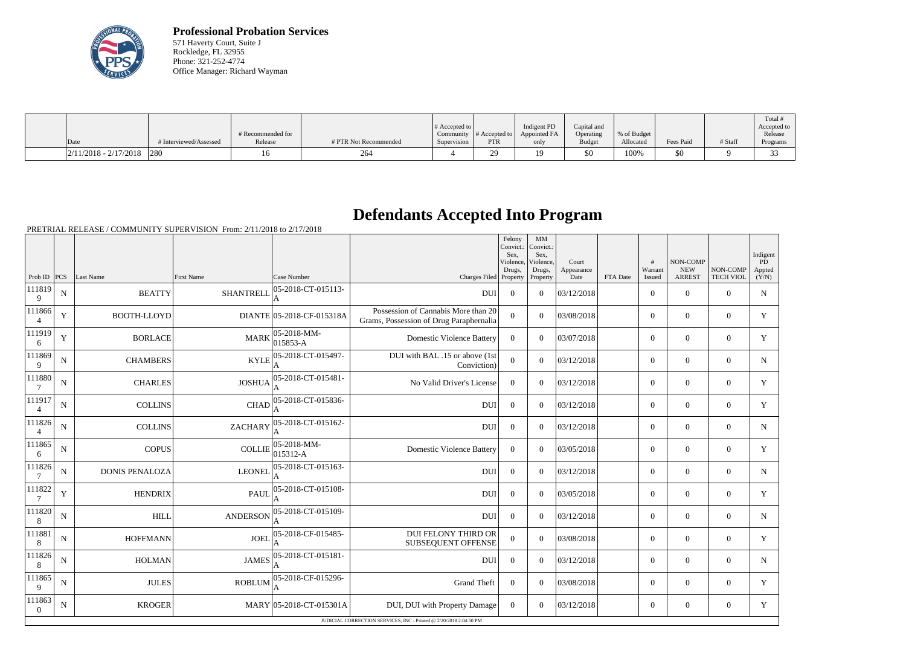**Professional Probation Services**
571 Haverty Court, Suite J
Rockledge, FL 32955
Phone: 321-252-4774
Office Manager: Richard Wayman

| Date | # Interviewed/Assessed | # Recommended for Release | # PTR Not Recommended | # Accepted to Community Supervision | # Accepted to PTR | Indigent PD Appointed FA only | Capital and Operating Budget | % of Budget Allocated | Fees Paid | # Staff | Total # Accepted to Release Programs |
|---|---|---|---|---|---|---|---|---|---|---|---|
| 2/11/2018 - 2/17/2018 | 280 | 16 | 264 | 4 | 29 | 19 | $0 | 100% | $0 | 9 | 33 |

# Defendants Accepted Into Program

PRETRIAL RELEASE / COMMUNITY SUPERVISION From: 2/11/2018 to 2/17/2018

| Prob ID | PCS | Last Name | First Name | Case Number | Charges Filed | Felony Convict.: Sex, Violence, Drugs, Property | MM Convict.: Sex, Violence, Drugs, Property | Court Appearance Date | FTA Date | # Warrant Issued | NON-COMP NEW ARREST | NON-COMP TECH VIOL | Indigent PD Appted (Y/N) |
|---|---|---|---|---|---|---|---|---|---|---|---|---|---|
| 1118199 | N | BEATTY | SHANTRELL | 05-2018-CT-015113-A | DUI | 0 | 0 | 03/12/2018 | | 0 | 0 | 0 | N |
| 1118664 | Y | BOOTH-LLOYD | DIANTE | 05-2018-CF-015318A | Possession of Cannabis More than 20 Grams, Possession of Drug Paraphernalia | 0 | 0 | 03/08/2018 | | 0 | 0 | 0 | Y |
| 1119196 | Y | BORLACE | MARK | 05-2018-MM-015853-A | Domestic Violence Battery | 0 | 0 | 03/07/2018 | | 0 | 0 | 0 | Y |
| 1118699 | N | CHAMBERS | KYLE | 05-2018-CT-015497-A | DUI with BAL .15 or above (1st Conviction) | 0 | 0 | 03/12/2018 | | 0 | 0 | 0 | N |
| 1118807 | N | CHARLES | JOSHUA | 05-2018-CT-015481-A | No Valid Driver's License | 0 | 0 | 03/12/2018 | | 0 | 0 | 0 | Y |
| 1119174 | N | COLLINS | CHAD | 05-2018-CT-015836-A | DUI | 0 | 0 | 03/12/2018 | | 0 | 0 | 0 | Y |
| 1118264 | N | COLLINS | ZACHARY | 05-2018-CT-015162-A | DUI | 0 | 0 | 03/12/2018 | | 0 | 0 | 0 | N |
| 1118656 | N | COPUS | COLLIE | 05-2018-MM-015312-A | Domestic Violence Battery | 0 | 0 | 03/05/2018 | | 0 | 0 | 0 | Y |
| 1118267 | N | DONIS PENALOZA | LEONEL | 05-2018-CT-015163-A | DUI | 0 | 0 | 03/12/2018 | | 0 | 0 | 0 | N |
| 1118227 | Y | HENDRIX | PAUL | 05-2018-CT-015108-A | DUI | 0 | 0 | 03/05/2018 | | 0 | 0 | 0 | Y |
| 1118208 | N | HILL | ANDERSON | 05-2018-CT-015109-A | DUI | 0 | 0 | 03/12/2018 | | 0 | 0 | 0 | N |
| 1118818 | N | HOFFMANN | JOEL | 05-2018-CF-015485-A | DUI FELONY THIRD OR SUBSEQUENT OFFENSE | 0 | 0 | 03/08/2018 | | 0 | 0 | 0 | Y |
| 1118268 | N | HOLMAN | JAMES | 05-2018-CT-015181-A | DUI | 0 | 0 | 03/12/2018 | | 0 | 0 | 0 | N |
| 1118659 | N | JULES | ROBLUM | 05-2018-CF-015296-A | Grand Theft | 0 | 0 | 03/08/2018 | | 0 | 0 | 0 | Y |
| 1118630 | N | KROGER | MARY | 05-2018-CT-015301A | DUI, DUI with Property Damage | 0 | 0 | 03/12/2018 | | 0 | 0 | 0 | Y |

JUDICIAL CORRECTION SERVICES, INC - Printed @ 2/20/2018 2:04:50 PM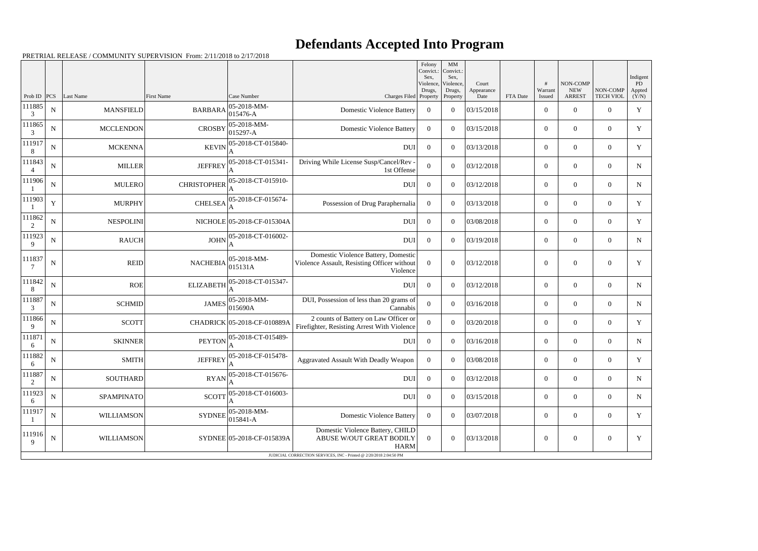# Defendants Accepted Into Program

PRETRIAL RELEASE / COMMUNITY SUPERVISION From: 2/11/2018 to 2/17/2018

| Prob ID | PCS | Last Name | First Name | Case Number | Charges Filed | Felony Convict.: Sex, Violence, Drugs, Property | MM Convict.: Sex, Violence, Drugs, Property | Court Appearance Date | FTA Date | # Warrant Issued | NON-COMP NEW ARREST | NON-COMP TECH VIOL | Indigent PD Appted (Y/N) |
|---|---|---|---|---|---|---|---|---|---|---|---|---|---|
| 1118853 | N | MANSFIELD | BARBARA | 05-2018-MM-015476-A | Domestic Violence Battery | 0 | 0 | 03/15/2018 | | 0 | 0 | 0 | Y |
| 1118653 | N | MCCLENDON | CROSBY | 05-2018-MM-015297-A | Domestic Violence Battery | 0 | 0 | 03/15/2018 | | 0 | 0 | 0 | Y |
| 1119178 | N | MCKENNA | KEVIN | 05-2018-CT-015840-A | DUI | 0 | 0 | 03/13/2018 | | 0 | 0 | 0 | Y |
| 1118434 | N | MILLER | JEFFREY | 05-2018-CT-015341-A | Driving While License Susp/Cancel/Rev - 1st Offense | 0 | 0 | 03/12/2018 | | 0 | 0 | 0 | N |
| 1119061 | N | MULERO | CHRISTOPHER | 05-2018-CT-015910-A | DUI | 0 | 0 | 03/12/2018 | | 0 | 0 | 0 | N |
| 1119031 | Y | MURPHY | CHELSEA | 05-2018-CF-015674-A | Possession of Drug Paraphernalia | 0 | 0 | 03/13/2018 | | 0 | 0 | 0 | Y |
| 1118622 | N | NESPOLINI | NICHOLE | 05-2018-CF-015304A | DUI | 0 | 0 | 03/08/2018 | | 0 | 0 | 0 | Y |
| 1119239 | N | RAUCH | JOHN | 05-2018-CT-016002-A | DUI | 0 | 0 | 03/19/2018 | | 0 | 0 | 0 | N |
| 1118377 | N | REID | NACHEBIA | 05-2018-MM-015131A | Domestic Violence Battery, Domestic Violence Assault, Resisting Officer without Violence | 0 | 0 | 03/12/2018 | | 0 | 0 | 0 | Y |
| 1118428 | N | ROE | ELIZABETH | 05-2018-CT-015347-A | DUI | 0 | 0 | 03/12/2018 | | 0 | 0 | 0 | N |
| 1118873 | N | SCHMID | JAMES | 05-2018-MM-015690A | DUI, Possession of less than 20 grams of Cannabis | 0 | 0 | 03/16/2018 | | 0 | 0 | 0 | N |
| 1118669 | N | SCOTT | CHADRICK | 05-2018-CF-010889A | 2 counts of Battery on Law Officer or Firefighter, Resisting Arrest With Violence | 0 | 0 | 03/20/2018 | | 0 | 0 | 0 | Y |
| 1118716 | N | SKINNER | PEYTON | 05-2018-CT-015489-A | DUI | 0 | 0 | 03/16/2018 | | 0 | 0 | 0 | N |
| 1118826 | N | SMITH | JEFFREY | 05-2018-CF-015478-A | Aggravated Assault With Deadly Weapon | 0 | 0 | 03/08/2018 | | 0 | 0 | 0 | Y |
| 1118872 | N | SOUTHARD | RYAN | 05-2018-CT-015676-A | DUI | 0 | 0 | 03/12/2018 | | 0 | 0 | 0 | N |
| 1119236 | N | SPAMPINATO | SCOTT | 05-2018-CT-016003-A | DUI | 0 | 0 | 03/15/2018 | | 0 | 0 | 0 | N |
| 1119171 | N | WILLIAMSON | SYDNEE | 05-2018-MM-015841-A | Domestic Violence Battery | 0 | 0 | 03/07/2018 | | 0 | 0 | 0 | Y |
| 1119169 | N | WILLIAMSON | SYDNEE | 05-2018-CF-015839A | Domestic Violence Battery, CHILD ABUSE W/OUT GREAT BODILY HARM | 0 | 0 | 03/13/2018 | | 0 | 0 | 0 | Y |

JUDICIAL CORRECTION SERVICES, INC - Printed @ 2/20/2018 2:04:50 PM